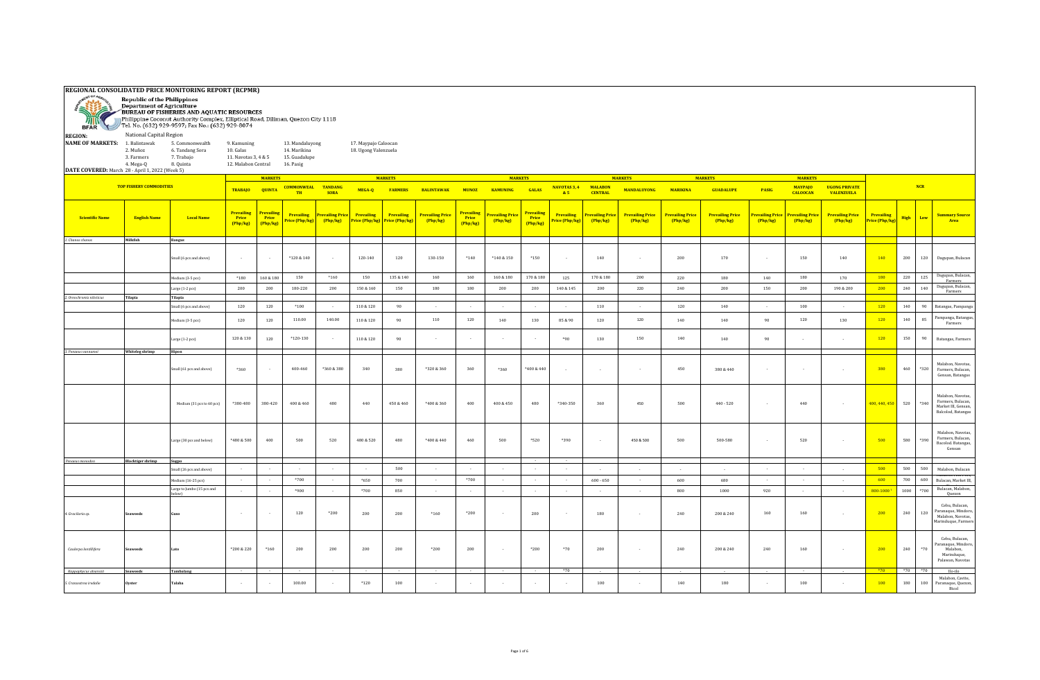# REGIONAL CONSOLIDATED PRICE MONITORING REPORT (RCPMR)

Republic of the Philippines
Department of Agriculture
BUREAU OF FISHERIES AND AQUATIC RESOURCES
Philippine Coconut Authority Complex, Elliptical Road, Diliman, Quezon City 1118
Tel. No. (632) 929-9597; Fax No.: (632) 929-8074

**REGION:** National Capital Region

**NAME OF MARKETS:**

| | | | | |
|---|---|---|---|---|
| 1. Balintawak | 5. Commonwealth | 9. Kamuning | 13. Mandaluyong | 17. Maypajo Caloocan |
| 2. Muñoz | 6. Tandang Sora | 10. Galas | 14. Marikina | 18. Ugong Valenzuela |
| 3. Farmers | 7. Trabajo | 11. Navotas 3, 4 & 5 | 15. Guadalupe | |
| 4. Mega-Q | 8. Quinta | 12. Malabon Central | 16. Pasig | |

**DATE COVERED:** March 28 - April 1, 2022 (Week 5)

| Scientific Name | English Name | Local Name | TRABAJO Prevailing Price (Php/kg) | QUINTA Prevailing Price (Php/kg) | COMMONWEALTH Prevailing Price (Php/kg) | TANDANG SORA Prevailing Price (Php/kg) | MEGA-Q Prevailing Price (Php/kg) | FARMERS Prevailing Price (Php/kg) | BALINTAWAK Prevailing Price (Php/kg) | MUNOZ Prevailing Price (Php/kg) | KAMUNING Prevailing Price (Php/kg) | GALAS Prevailing Price (Php/kg) | NAVOTAS 3, 4 & 5 Prevailing Price (Php/kg) | MALABON CENTRAL Prevailing Price (Php/kg) | MANDALUYONG Prevailing Price (Php/kg) | MARIKINA Prevailing Price (Php/kg) | GUADALUPE Prevailing Price (Php/kg) | PASIG Prevailing Price (Php/kg) | MAYPAJO CALOOCAN Prevailing Price (Php/kg) | UGONG PRIVATE VALENZUELA Prevailing Price (Php/kg) | NCR Prevailing Price (Php/kg) | NCR High | NCR Low | Summary Source Area |
|---|---|---|---|---|---|---|---|---|---|---|---|---|---|---|---|---|---|---|---|---|---|---|---|---|
| 1. Chanos chanos | Milkfish | Bangus | | | | | | | | | | | | | | | | | | | | | | |
| | | Small (6 pcs and above) | - | - | *120 & 140 | - | 120-140 | 120 | 130-150 | *140 | *140 & 150 | *150 | - | 140 | - | 200 | 170 | - | 150 | 140 | 140 | 200 | 120 | Dagupan, Bulacan |
| | | Medium (3-5 pcs) | *180 | 160 & 180 | 150 | *160 | 150 | 135 & 140 | 160 | 160 | 160 & 180 | 170 & 180 | 125 | 170 & 180 | 200 | 220 | 180 | 140 | 180 | 170 | 180 | 220 | 125 | Dagupan, Bulacan, Farmers |
| | | Large (1-2 pcs) | 200 | 200 | 180-220 | 200 | 150 & 160 | 150 | 180 | 180 | 200 | 200 | 140 & 145 | 200 | 220 | 240 | 200 | 150 | 200 | 190 & 200 | 200 | 240 | 140 | Dagupan, Bulacan, Farmers |
| 2. Oreochromis niloticus | Tilapia | Tilapia | | | | | | | | | | | | | | | | | | | | | | |
| | | Small (6 pcs and above) | 120 | 120 | *100 | - | 110 & 120 | 90 | - | - | - | - | - | 110 | - | 120 | 140 | - | 100 | - | 120 | 140 | 90 | Batangas, Pampanga |
| | | Medium (3-5 pcs) | 120 | 120 | 110.00 | 140.00 | 110 & 120 | 90 | 110 | 120 | 140 | 130 | 85 & 90 | 120 | 120 | 140 | 140 | 90 | 120 | 130 | 120 | 140 | 85 | Pampanga, Batangas, Farmers |
| | | Large (1-2 pcs) | 120 & 130 | 120 | *120-130 | - | 110 & 120 | 90 | - | - | - | - | *90 | 130 | 150 | 140 | 140 | 90 | - | - | 120 | 150 | 90 | Batangas, Farmers |
| 3. Penaeus vannamei | Whiteleg shrimp | Hipon | | | | | | | | | | | | | | | | | | | | | | |
| | | Small (61 pcs and above) | *360 | - | 400-460 | *360 & 380 | 340 | 380 | *320 & 360 | 360 | *360 | *400 & 440 | - | - | - | 450 | 380 & 440 | - | - | - | 380 | 460 | *320 | Malabon, Navotas, Farmers, Bulacan, Gensan, Batangas |
| | | Medium (31 pcs to 60 pcs) | *380-480 | 380-420 | 400 & 460 | 480 | 440 | 450 & 460 | *400 & 360 | 400 | 400 & 450 | 480 | *340-350 | 360 | 450 | 500 | 440 - 520 | - | 440 | - | 400, 440, 450 | 520 | *340 | Malabon, Navotas, Farmers, Bulacan, Market III, Gensan, Bacolod, Batangas |
| | | Large (30 pcs and below) | *480 & 500 | 400 | 500 | 520 | 480 & 520 | 480 | *400 & 440 | 460 | 500 | *520 | *390 | - | 450 & 500 | 500 | 500-580 | - | 520 | - | 500 | 580 | *390 | Malabon, Navotas, Farmers, Bulacan, Bacolod. Batangas, Gensan |
| Penaeus monodon | Blacktiger shrimp | Sugpo | | | | | | | | | | | | | | | | | | | | | | |
| | | Small (26 pcs and above) | - | - | - | - | - | 500 | - | - | - | - | - | - | - | - | - | - | - | - | 500 | 500 | 500 | Malabon, Bulacan |
| | | Medium (16-25 pcs) | - | - | *700 | - | *650 | 700 | - | *700 | - | - | - | 600 - 650 | - | 600 | 680 | - | - | - | 600 | 700 | 600 | Bulacan, Market III, |
| | | Large to Jumbo (15 pcs and below) | - | - | *900 | - | *700 | 850 | - | - | - | - | - | - | - | 800 | 1000 | 920 | - | - | 800-1000 | 1000 | *700 | Bulacan, Malabon, Quezon |
| 4. Gracilaria sp. | Seaweeds | Guso | - | - | 120 | *200 | 200 | 200 | *160 | *200 | - | 200 | - | 180 | - | 240 | 200 & 240 | 160 | 160 | - | 200 | 240 | 120 | Cebu, Bulacan, Paranaque, Mindoro, Malabon, Navotas, Marinduque, Farmers |
| Caulerpa lentillifera | Seaweeds | Lato | *200 & 220 | *160 | 200 | 200 | 200 | 200 | *200 | 200 | - | *200 | *70 | 200 | - | 240 | 200 & 240 | 240 | 160 | - | 200 | 240 | *70 | Cebu, Bulacan, Paranaque, Mindoro, Malabon, Marinduque, Palawan, Navotas |
| Kappaphycus alvarezii | Seaweeds | Tambalang | - | - | - | - | - | - | - | - | - | - | *70 | - | - | - | - | - | - | - | *70 | *70 | *70 | Ilo-ilo |
| 5. Crassostrea iredalie | Oyster | Talaba | - | - | 100.00 | - | *120 | 100 | - | - | - | - | - | 100 | - | 140 | 180 | - | 100 | - | 100 | 180 | 100 | Malabon, Cavite, Paranaque, Quezon, Bicol |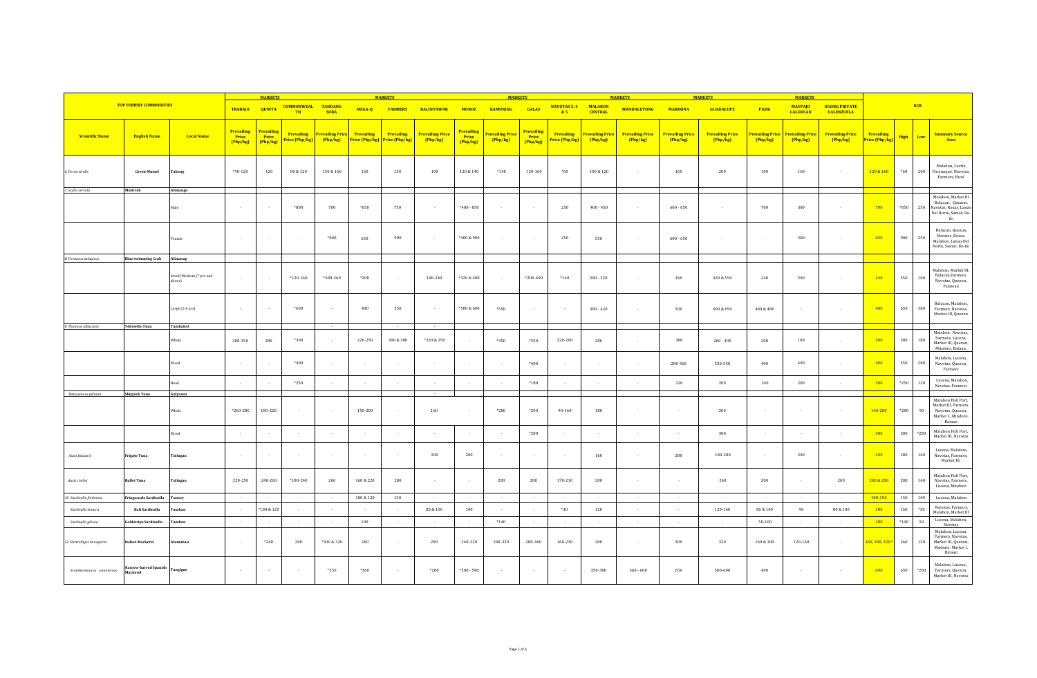| TOP FISHERY COMMODITIES | | | MARKETS | | | | | | | | | | | | | | | | | | | NCR | | | |
|---|---|---|---|---|---|---|---|---|---|---|---|---|---|---|---|---|---|---|---|---|---|---|---|---|---|
| | | | TRABAJO | QUINTA | COMMONWEALTH | TANDANG SORA | MEGA-Q | FARMERS | BALINTAWAK | MUNOZ | KAMUNING | GALAS | NAVOTAS 3, 4 & 5 | MALABON CENTRAL | MANDALUYONG | MARIKINA | GUADALUPE | PASIG | MAYPAJO CALOOCAN | UGONG PRIVATE VALENZUELA | | | | |
| Scientific Name | English Name | Local Name | Prevailing Price (Php/kg) | Prevailing Price (Php/kg) | Prevailing Price (Php/kg) | Prevailing Price (Php/kg) | Prevailing Price (Php/kg) | Prevailing Price (Php/kg) | Prevailing Price (Php/kg) | Prevailing Price (Php/kg) | Prevailing Price (Php/kg) | Prevailing Price (Php/kg) | Prevailing Price (Php/kg) | Prevailing Price (Php/kg) | Prevailing Price (Php/kg) | Prevailing Price (Php/kg) | Prevailing Price (Php/kg) | Prevailing Price (Php/kg) | Prevailing Price (Php/kg) | Prevailing Price (Php/kg) | Prevailing Price (Php/kg) | High | Low | Summary Source Area |
| 6. Perna viridis | Green Mussel | Tahong | *90-120 | 120 | 80 & 120 | 150 & 160 | 160 | 150 | 100 | 120 & 140 | *140 | 120-160 | *60 | 100 & 120 | - | 160 | 200 | 100 | 160 | - | 120 & 160 | *60 | 200 | Malabon, Cavite, Paranaque, Navotas, Farmers, Bicol |
| 7. Scylla serrata | Mudcrab | Alimango | | | | | | | | | | | | | | | | | | | | | | |
| | | Male | - | - | *800 | 700 | *650 | 750 | - | *400 - 850 | - | - | 250 | 400 - 450 | - | 600 - 650 | - | 700 | 300 | - | 700 | *850 | 250 | Malabon, Market III Bulacan, , Quezon, Navotas, Roxas, Lanao Del Norte, Samar, Ilo-ilo |
| | | Female | - | - | - | *800 | 650 | 900 | - | *400 & 900 | - | - | 250 | 550 | - | 600 - 650 | - | - | 300 | - | 650 | 900 | 250 | Bulacan, Quezon, Navotas, Roxas, Malabon, Lanao Del Norte, Samar, Ilo-ilo |
| 8. Portunus pelagicus | Blue swimming Crab | Alimasag | | | | | | | | | | | | | | | | | | | | | | |
| | | Small/Medium (7 pcs and above) | - | - | *120-240 | *300-360 | *200 | - | 100-240 | *320 & 400 | - | *200-400 | *140 | 280 - 320 | - | 360 | 420 & 550 | 240 | 200 | - | 240 | 550 | 100 | Malabon, Market III, Bulacan,Farmers, Navotas, Quezon, Palawan |
| | | Large (1-6 pcs) | - | - | *600 | - | 480 | 550 | - | *500 & 600 | *550 | - | - | 380 - 420 | - | 500 | 600 & 650 | 400 & 480 | - | - | 480 | 650 | 380 | Bulacan, Malabon, Farmers, Navotas, Market III, Quezon |
| 9. Thunnus albacares | Yellowfin Tuna | Tambakol | | | | - | | - | - | | | | | | | | | | | | | | | |
| | | Whole | 300-350 | 280 | *300 | - | 220-250 | 300 & 380 | *220 & 250 | - | *350 | *350 | 220-260 | 280 | - | 380 | 260 - 300 | 300 | 180 | - | 300 | 380 | 180 | Malabon , Navotas, Farmers, Lucena, Market III, Quezon, Mindoro, Bataan, |
| | | Sliced | - | - | *400 | - | - | - | - | - | - | *400 | - | - | - | 280-360 | 320-550 | 400 | 400 | - | 400 | 550 | 280 | Malabon, Lucena, Navotas, Quezon, Farmers |
| | | Head | - | - | *250 | - | - | - | - | - | - | *180 | - | - | - | 120 | 200 | 240 | 200 | - | 200 | *250 | 120 | Lucena, Malabon, Navotas, Farmers |
| Katsuwonus pelamis | Skipjack Tuna | Gulyasan | | | | | | | - | | | | | | | | | | | | | | | |
| | | Whole | *260-280 | 180-220 | - | - | 150-200 | - | 160 | - | *280 | *200 | 90-160 | 180 | - | - | 200 | - | - | - | 160-200 | *280 | 90 | Malabon Fish Port, Market III, Farmers, Navotas, Quezon, Market I, Mindoro, Bataan |
| | | Sliced | - | - | - | - | - | - | - | - | - | *280 | - | - | - | - | 300 | - | - | - | 300 | 300 | *280 | Malabon Fish Port, Market III, Navotas |
| Auxis thazard | Frigate Tuna | Tulingan | - | - | - | - | - | - | 200 | 200 | - | - | - | 160 | - | 280 | 180-280 | - | 200 | - | 200 | 280 | 160 | Lucena, Malabon, Navotas, Farmers, Market III, |
| Auxis rochei | Bullet Tuna | Tulingan | 220-250 | 240-260 | *180-240 | 260 | 160 & 220 | 280 | - | - | 280 | 280 | 170-210 | 200 | - | - | 240 | 200 | - | 200 | 200 & 280 | 280 | 160 | Malabon Fish Port, Navotas, Farmers, Lucena, Mindoro |
| 10. Sardinella fimbriata | Fringescale Sardinella | Tunsoy | - | - | - | - | 100 & 120 | 150 | - | - | - | - | - | - | - | - | - | - | - | - | 100-150 | 150 | 100 | Lucena, Malabon |
| Sardinella lemuru | Bali Sardinella | Tamban | - | *100 & 120 | - | - | - | - | 80 & 100 | 100 | - | - | *30 | 120 | - | - | 120-160 | 80 & 100 | 90 | 80 & 100 | 100 | 160 | *30 | Navotas, Farmers, Malabon, Market III |
| Sardinella gibosa | Goldstripe Sardinella | Tamban | - | - | - | - | 100 | - | - | - | *140 | - | - | - | - | - | - | 50-100 | - | - | 100 | *140 | 50 | Lucena, Malabon, Navotas |
| 11. Rastrelliger kanagurta | Indian Mackerel | Alumahan | - | *260 | 200 | *300 & 320 | 260 | - | 200 | 240-320 | 240-320 | 200-360 | 160-230 | 300 | - | 300 | 320 | 160 & 300 | 120-160 | - | 160, 300, 320 | 360 | 120 | Malabon, Lucena, Farmers, Navotas, Market III, Quezon, Masbate, Market I, Bataan |
| Scomberomorus commerson | Narrow-barred Spanish Mackerel | Tangigue | - | - | - | *550 | *360 | - | *200 | *500 - 580 | - | - | - | 350-380 | 360 - 600 | 650 | 500-600 | 400 | - | - | 600 | 650 | *200 | Malabon, Lucena , Farmers, Quezon, Market III, Navotas |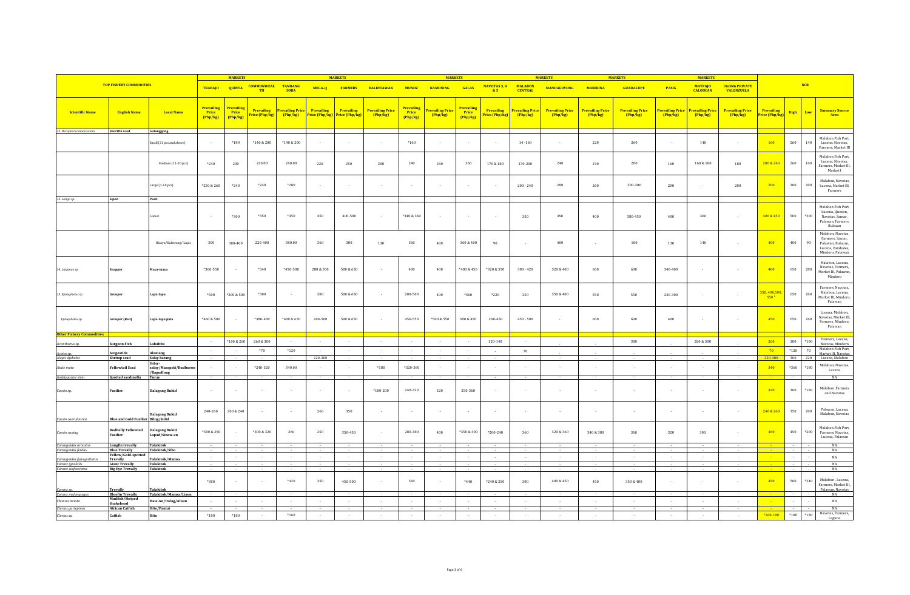| TOP FISHERY COMMODITIES | | | MARKETS | | | | MARKETS | | | | MARKETS | | | | MARKETS | | MARKETS | | MARKETS | | NCR | | | |
|---|---|---|---|---|---|---|---|---|---|---|---|---|---|---|---|---|---|---|---|---|---|---|---|---|
| | | | TRABAJO | QUINTA | COMMONWEALTH | TANDANG SORA | MEGA-Q | FARMERS | BALINTAWAK | MUNOZ | KAMUNING | GALAS | NAVOTAS 3, 4 & 5 | MALABON CENTRAL | MANDALUYONG | MARIKINA | GUADALUPE | PASIG | MAYPAJO CALOOCAN | UGONG PRIVATE VALENZUELA | | | | |
| Scientific Name | English Name | Local Name | Prevailing Price (Php/kg) | Prevailing Price (Php/kg) | Prevailing Price (Php/kg) | Prevailing Price (Php/kg) | Prevailing Price (Php/kg) | Prevailing Price (Php/kg) | Prevailing Price (Php/kg) | Prevailing Price (Php/kg) | Prevailing Price (Php/kg) | Prevailing Price (Php/kg) | Prevailing Price (Php/kg) | Prevailing Price (Php/kg) | Prevailing Price (Php/kg) | Prevailing Price (Php/kg) | Prevailing Price (Php/kg) | Prevailing Price (Php/kg) | Prevailing Price (Php/kg) | Prevailing Price (Php/kg) | Prevailing Price (Php/kg) | High | Low | Summary Source Area |
| 32. Decapterus macrosoma | Shortfin scad | Galunggong | | | | | | | | | | | | | | | | | | | | | | |
| | | Small (21 pcs and above) | - | *180 | *140 & 200 | *140 & 200 | - | - | - | *160 | - | - | - | 14 -160 | - | 220 | 260 | - | 140 | - | 160 | 260 | 140 | Malabon Fish Port, Lucena, Navotas, Farmers, Market III |
| | | Medium (11-20 pcs) | *240 | 200 | 220.00 | 260.00 | 220 | 250 | 200 | 240 | 240 | 260 | 170 & 180 | 170-200 | 240 | 240 | 200 | 160 | 160 & 180 | 180 | 200 & 240 | 260 | 160 | Malabon Fish Port, Lucena, Navotas, Farmers, Market III, Market I |
| | | Large (7-10 pcs) | *250 & 260 | *240 | *240 | *280 | - | - | - | - | - | - | - | 200 - 240 | 280 | 260 | 200-300 | 200 | - | 200 | 200 | 300 | 300 | Malabon, Navotas, Lucena, Market III, Farmers |
| 33. Loligo sp. | Squid | Pusit | | | | | | | | | | | | | | | | | | | | | | |
| | | Lumot | - | *300 | *350 | *450 | 450 | 400-500 | - | *340 & 360 | - | - | - | 350 | 450 | 400 | 380-450 | 400 | 360 | - | 400 & 450 | 500 | *300 | Malabon Fish Port, Lucena, Quezon, Navotas, Samar, Palawan, Farmers, Bulacan |
| | | Bisaya/Kalawang/ Lapis | 300 | 300-400 | 220-400 | 380.00 | 360 | 380 | 130 | 360 | 400 | 360 & 400 | 90 | - | 400 | - | 180 | 130 | 140 | - | 400 | 400 | 90 | Malabon, Navotas, Farmers, Samar, Palawan, Bulacan, Lucena, Zambales, Mindoro, Palawan |
| 34. Lutjanus sp. | Snapper | Maya-maya | *360-550 | - | *340 | *450-500 | 280 & 500 | 500 & 650 | - | 400 | 400 | *400 & 450 | *320 & 350 | 380 - 420 | 320 & 400 | 600 | 600 | 340-400 | - | - | 400 | 650 | 280 | Malabon, Lucena, Navotas, Farmers, Market III, Palawan, Mindoro |
| 35. Epinephelus sp. | Grouper | Lapu-lapu | *500 | *300 & 500 | *300 | - | 280 | 500 & 650 | - | 200-500 | 400 | *360 | *220 | 350 | 350 & 400 | 550 | 550 | 240-300 | - | - | 350, 400,500, 550 * | 650 | 200 | Farmers, Navotas, Malabon, Lucena, Market III, Mindoro, Palawan |
| Epinephelus sp. | Grouper (Red) | Lapu-lapu pula | *460 & 500 | - | *380-480 | *480 & 650 | 280-500 | 500 & 650 | - | 450-550 | *500 & 550 | 380 & 450 | 260-450 | 450 - 500 | - | 600 | 600 | 400 | - | - | 450 | 650 | 260 | Lucena, Malabon, Navotas, Market III, Farmers, Mindoro, Palawan |
| Other Fishery Commodities | | | | | | | | | | | | | | | | | | | | | | | | |
| Acanthurus sp. | Surgeon Fish | Labahita | - | *100 & 260 | 260 & 300 | - | - | - | - | - | - | - | 120-140 | - | - | - | 380 | - | 280 & 300 | - | 260 | 380 | *100 | Farmers, Lucena, Navotas, Mindoro |
| Acetes sp. | Sergestids | Alamang | - | - | *70 | *120 | - | - | - | - | - | - | - | 70 | - | - | - | - | - | - | 70 | *120 | 70 | Malabon Fish Port, Market III, Navotas |
| Alepis djebaba | Shrimp scad | Salay batang | - | - | - | - | 220-300 | - | - | - | - | - | - | - | - | - | - | - | - | - | 220-300 | 300 | 220 | Lucena, Malabon |
| Atule mate | Yellowtail Scad | Salay-salay/Marapati/Budburon/Bagudlong | - | - | *240-320 | 340.00 | - | - | *180 | *320-360 | - | - | - | - | - | - | - | - | - | - | 340 | *360 | *180 | Malabon, Navotas, Lucena |
| Amblygaster sirm | Spotted sardinella | Turay | - | - | - | - | - | - | - | - | - | - | - | - | - | - | - | - | - | - | - | - | - | NA |
| Caesio sp. | Fusilier | Dalagang Bukid | - | - | - | - | - | - | *180-200 | 240-320 | 320 | 250-360 | - | - | - | - | - | - | - | - | 320 | 360 | *180 | Malabon ,Farmers and Navotas |
| Caesio caerulaurea | Blue and Gold Fusilier | Dalagang Bukid Bilog/Solid | 240-260 | 200 & 240 | - | - | 260 | 350 | - | - | - | - | - | - | - | - | - | - | - | - | 240 & 260 | 350 | 200 | Palawan, Lucena, Malabon, Navotas |
| Caesio cuning | Redbelly Yellowtail Fusilier | Dalagang Bukid Lapad/Sinaw-an | *300 & 350 | - | *300 & 320 | 360 | 250 | 350-450 | - | 280-380 | 400 | *350 & 400 | *200-240 | 360 | 320 & 360 | 340 & 380 | 360 | 320 | 300 | - | 360 | 450 | *200 | Malabon Fish Port, Farmers, Navotas, Lucena, Palawan |
| Carangoides armatus | Longfin trevally | Talakitok | - | - | - | - | - | - | - | - | - | - | - | - | - | - | - | - | - | - | - | - | - | NA |
| Carangoides ferdau | Blue Trevally | Talakitok/Sibo | - | - | - | - | - | - | - | - | - | - | - | - | - | - | - | - | - | - | - | - | - | NA |
| Carangoides fulvoguttatus | Yellow/Gold-spotted Trevally | Talakitok/Mamsa | - | - | - | - | - | - | - | - | - | - | - | - | - | - | - | - | - | - | - | - | - | NA |
| Caranx ignobilis | Giant Trevally | Talakitok | - | - | - | - | - | - | - | - | - | - | - | - | - | - | - | - | - | - | - | - | - | NA |
| Caranx sexfasciatus | Big Eye Trevally | Talakitok | - | - | - | - | - | - | - | - | - | - | - | - | - | - | - | - | - | - | - | - | - | NA |
| Caranx sp. | Trevally | Talakitok | *380 | - | - | *420 | 350 | 450-500 | - | 360 | - | *440 | *240 & 250 | 380 | 400 & 450 | 450 | 350 & 400 | - | - | - | 450 | 500 | *240 | Malabon , Lucena, Farmers, Market III, Palawan, Navotas |
| Caranx melampygus | Bluefin Trevally | Talakitok/Mamsa/Lison | - | - | - | - | - | - | - | - | - | - | - | - | - | - | - | - | - | - | - | - | - | NA |
| Channa striata | Mudfish/Striped Snakehead | Haw-An/Dalag/Aluan | - | - | - | - | - | - | - | - | - | - | - | - | - | - | - | - | - | - | - | - | - | NA |
| Clarias gariepinus | African Catfish | Hito/Pantat | - | - | - | - | - | - | - | - | - | - | - | - | - | - | - | - | - | - | - | - | - | NA |
| Clarias sp. | Catfish | Hito | *180 | *180 | - | *160 | - | - | - | - | - | - | - | - | - | - | - | - | - | - | *160-180 | *180 | *180 | Navotas, Farmers, Laguna |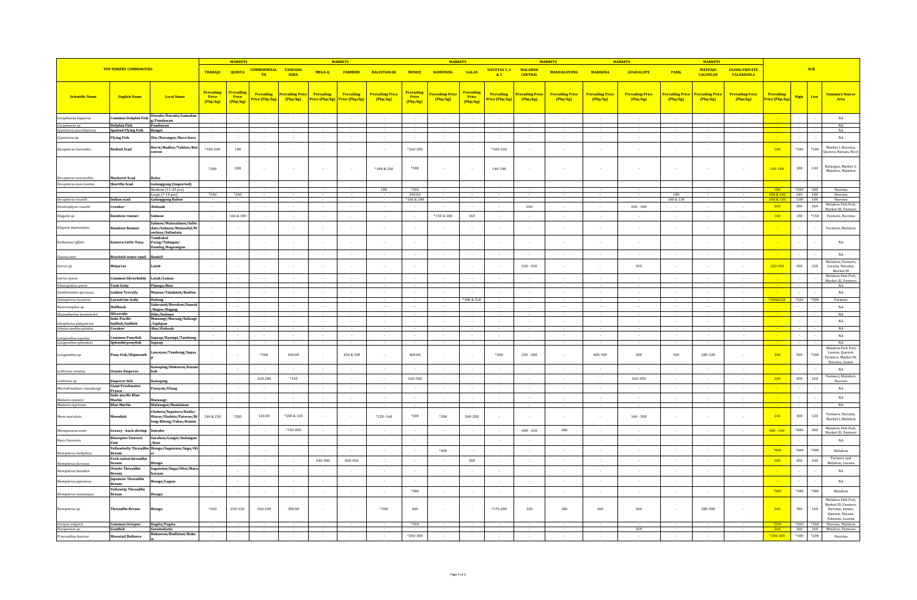| TOP FISHERY COMMODITIES | | | MARKETS | | | | | | | | | | | | | | | | | | NCR | | | |
|---|---|---|---|---|---|---|---|---|---|---|---|---|---|---|---|---|---|---|---|---|---|---|---|---|
| | | | TRABAJO | QUINTA | COMMONWEALTH | TANDANG SORA | MEGA-Q | FARMERS | BALINTAWAK | MUNOZ | KAMUNING | GALAS | NAVOTAS 3, 4 & 5 | MALABON CENTRAL | MANDALUYONG | MARIKINA | GUADALUPE | PASIG | MAYPAJO CALOOCAN | UGONG PRIVATE VALENZUELA | | | | |
| Scientific Name | English Name | Local Name | Prevailing Price (Php/kg) | Prevailing Price (Php/kg) | Prevailing Price (Php/kg) | Prevailing Price (Php/kg) | Prevailing Price (Php/kg) | Prevailing Price (Php/kg) | Prevailing Price (Php/kg) | Prevailing Price (Php/kg) | Prevailing Price (Php/kg) | Prevailing Price (Php/kg) | Prevailing Price (Php/kg) | Prevailing Price (Php/kg) | Prevailing Price (Php/kg) | Prevailing Price (Php/kg) | Prevailing Price (Php/kg) | Prevailing Price (Php/kg) | Prevailing Price (Php/kg) | Prevailing Price (Php/kg) | Prevailing Price (Php/kg) | High | Low | Summary Source Area |
| *Coryphaena hippurus* | Common Dolphin Fish | Dorado/Duradu/Lamadang/Pandawan | - | - | - | - | - | - | - | - | - | - | - | - | - | - | - | - | - | - | - | - | - | NA |
| *Coryphaena sp.* | Dolphin Fish | Pandawan | - | - | - | - | - | - | - | - | - | - | - | - | - | - | - | - | - | - | - | - | - | NA |
| *Cypselurus poecilopterus* | Spotted Flying Fish | Bangsi | - | - | - | - | - | - | - | - | - | - | - | - | - | - | - | - | - | - | - | - | - | NA |
| *Cypselurus sp.* | Flying Fish | Iliw/Barongoy/Baro-baro | - | - | - | - | - | - | - | - | - | - | - | - | - | - | - | - | - | - | - | - | - | NA |
| *Decapterus kurroides* | Redtail Scad | Burot/Budloy/Tabilos/Burot sawan | *180-200 | 180 | - | - | - | - | - | *160-200 | - | - | *100-160 | - | - | - | - | - | - | - | 180 | *200 | *100 | Market I, Navotas, Quezon, Bataan, Bicol |
| *Decapterus macarellus* | Mackerel Scad | Balsa | *200 | 200 | - | - | - | - | *180 & 200 | *180 | - | - | 140-180 | - | - | - | - | - | - | - | 140-180 | 180 | 140 | Batangas, Market I, Mindoro, Malabon |
| *Decapterus macrosoma* | Shortfin Scad | Galunggong (Imported) | | | | | | | | | | | | | | | | | | | | | | |
| | | Medium (11-20 pcs) | - | - | - | - | - | - | 180 | *200 | - | - | - | - | - | - | - | - | - | - | 180 | *200 | 180 | Navotas |
| | | Large (7-10 pcs) | *240 | *240 | - | - | - | - | - | 240.00 | - | - | - | - | - | - | - | 180 | - | - | 180 & 240 | 240 | 180 | Navotas |
| *Decapterus russelli* | Indian scad | Galunggong Babae | - | - | - | - | - | - | - | *160 & 180 | - | - | - | - | - | - | - | 100 & 130 | - | - | 100 & 130 | *180 | 100 | Navotas |
| *Dendrophysa russelli* | Croaker | Alakaak | - | - | - | - | - | - | - | - | - | - | - | 260 | - | - | 260 - 300 | - | - | - | 260 | 300 | 260 | Malabon Fish Port, Market III, Farmers |
| *Elagatis sp.* | Rainbow runner | Salmon | - | 160 & 180 | - | - | - | - | - | - | *150 & 180 | 160 | - | - | - | - | - | - | - | - | 160 | 180 | *150 | Farmers, Navotas |
| *Elagatis bipinnulata* | Rainbow Runner | Salmon/Malasalmon/Salindato/Salmon/Malasolid/Manilaay/Salindatu | - | - | - | - | - | - | - | - | - | - | - | - | - | - | - | - | - | - | - | - | - | Farmers, Malabon |
| *Euthynnus affinis* | Eastern Little Tuna | Tambakol Parag/Tulingan/Damlog/Bogaongan | - | - | - | - | - | - | - | - | - | - | - | - | - | - | - | - | - | - | - | - | - | NA |
| *Faunus ater* | Brackish water snail | Banisil | - | - | - | - | - | - | - | - | - | - | - | - | - | - | - | - | - | - | - | - | - | NA |
| *Gerres sp.* | Mojarras | Latab | - | - | - | - | - | - | - | - | - | - | - | 220 - 250 | - | - | 350 | - | - | - | 220-350 | 350 | 220 | Malabon, Farmers, Lucena, Navotas, Market III |
| *Gerres oyena* | Common Silverbiddy | Latab/Lamas | - | - | - | - | - | - | - | - | - | - | - | - | - | - | - | - | - | - | - | - | - | Malabon Fish Port, Market III, Farmers |
| *Glossogobius giuris* | Tank Goby | Pijanga/Bias | - | - | - | - | - | - | - | - | - | - | - | - | - | - | - | - | - | - | - | - | - | NA |
| *Gnathanodon speciosus* | Golden Trevally | Mamsa/Talakitok/Badlon | - | - | - | - | - | - | - | - | - | - | - | - | - | - | - | - | - | - | - | - | - | NA |
| *Gobiopterus lacustris* | Lacustrine Goby | Dulong | - | - | - | - | - | - | - | - | - | *300 & 320 | - | - | - | - | - | - | - | - | *300&320 | *320 | *300 | Farmers |
| *Hemiramphus sp.* | Halfbeak | Salurasid/Borokon/Suasid/Bugiw/Buging | - | - | - | - | - | - | - | - | - | - | - | - | - | - | - | - | - | - | - | - | - | NA |
| *Hypoatherina temminckii* | Silverside | Dilis/bolinao | - | - | - | - | - | - | - | - | - | - | - | - | - | - | - | - | - | - | - | - | - | NA |
| *Istiophorus platypterus* | Indo-Pacific Sailfish/Sailfish | Malasugi/Marang/Solisogi/Liplipan | - | - | - | - | - | - | - | - | - | - | - | - | - | - | - | - | - | - | - | - | - | NA |
| *Johnius amblycephalus* | Croaker | Abu/Alakaak | - | - | - | - | - | - | - | - | - | - | - | - | - | - | - | - | - | - | - | - | - | NA |
| *Leiognathus equulus* | Common Ponyfish | Sapsap/Kyampi/Tambong | - | - | - | - | - | - | - | - | - | - | - | - | - | - | - | - | - | - | - | - | - | NA |
| *Leiognathus splendens* | Splendid ponyfish | Sapsap | - | - | - | - | - | - | - | - | - | - | - | - | - | - | - | - | - | - | - | - | - | NA |
| *Leiognathus sp.* | Pony Fish/Slipmouth | Lawayan/Tambong/Sapsap | - | - | *360 | 400.00 | - | 450 & 500 | - | 400.00 | - | - | *200 | 250 - 380 | - | 400-500 | 300 | 360 | 280-320 | - | 400 | 500 | *200 | Malabon Fish Port, Lucena, Quezon, Farmers, Market III, Navotas, Samar |
| *Lethrinus ornatus* | Ornate Emperor | Kanuping/Bukawin/Katambak | - | - | - | - | - | - | - | - | - | - | - | - | - | - | - | - | - | - | - | - | - | NA |
| *Lethrinus sp.* | Emperor fish | Kanuping | - | - | 160-280 | *340 | - | - | - | 260-360 | - | - | - | - | - | - | 260-450 | - | - | - | 260 | 450 | 160 | Farmers, Malabon, Navotas |
| *Macrobrachium rosenbergii* | Giant Freshwater Prawn | Pasayan/Ulang | - | - | - | - | - | - | - | - | - | - | - | - | - | - | - | - | - | - | - | - | - | NA |
| *Makaira mazara* | Indo-pacific Blue Marlin | Malasugi | - | - | - | - | - | - | - | - | - | - | - | - | - | - | - | - | - | - | - | - | - | NA |
| *Makaira nigricans* | Blue Marlin | Malasugui/Mantalaan | - | - | - | - | - | - | - | - | - | - | - | - | - | - | - | - | - | - | - | - | - | NA |
| *Mene maculata* | Moonfish | Chabeta/Sapatero/Kadis/Hiwas/Chabita/Pateros/Bilong-Bilong/Tabas/Kunan | 240 & 250 | *200 | 120.00 | *280 & 320 | - | - | *120 -160 | *200 | *200 | 240-280 | - | - | - | - | 160 - 300 | - | - | - | 240 | 300 | 120 | Farmers, Navotas, Market I, Malabon |
| *Metapenaeus ensis* | Greasy - back shrimp | Suwahe | - | - | - | *700-800 | - | - | - | - | - | - | - | 400 - 450 | 560 | - | - | - | - | - | 400 - 560 | *800 | 400 | Malabon Fish Port, Market III, Farmers |
| *Naso Unicornis* | Bluespine Unicorn Fish | Surahan/Gangis/Indangan/Kais | - | - | - | - | - | - | - | - | - | - | - | - | - | - | - | - | - | - | - | - | - | NA |
| *Nemipterus bathybius* | Yellowbelly Threadfin Bream | Bisugo/Saguision/Suga/Olisi | - | - | - | - | - | - | - | - | *400 | - | - | - | - | - | - | - | - | - | *400 | *400 | *400 | Malabon |
| *Nemipterus furcosus* | Fork-tailed threadfin bream | Bisugo | - | - | - | - | 240-380 | 300-450 | - | - | - | 380 | - | - | - | - | - | - | - | - | 380 | 450 | 240 | Farmers and Malabon, Lucena |
| *Nemipterus hexodon* | Ornate Threadfin Bream | Saguision/Suga/Olisi/Marabaraan | - | - | - | - | - | - | - | - | - | - | - | - | - | - | - | - | - | - | - | - | - | NA |
| *Nemipterus japonicus* | Japanese Threadfin Bream | Bisugo/Lagaw | - | - | - | - | - | - | - | - | - | - | - | - | - | - | - | - | - | - | - | - | - | NA |
| *Nemipterus nematopus* | Yellowtip Threadfin Bream | Bisugo | - | - | - | - | - | - | - | *380 | - | - | - | - | - | - | - | - | - | - | *380 | *380 | *380 | Malabon |
| *Nemipterus sp.* | Threadfin Bream | Bisugo | *260 | 250-320 | 160-200 | 380.00 | - | - | *300 | 360 | - | - | *170-200 | 320 | 280 | 360 | 360 | - | 280-300 | - | 360 | 380 | 160 | Malabon Fish Port, Market III, Farmers, Navotas, Samar, Quezon, Bataan, Palawan, Lucena |
| *Octopus vulgaris* | Common Octopus | Kugita/Pugita | - | - | - | - | - | - | - | *260 | - | - | - | - | - | - | - | - | - | - | *260 | *260 | *260 | Navotas, Malabon |
| *Parupeneus sp.* | Goatfish | Saramulyete | - | - | - | - | - | - | - | - | - | - | - | - | - | - | 260 | - | - | - | 260 | 260 | 260 | Mindoro, Farmers |
| *Priacanthus hamrur* | Moontail Bullseye | Bukawon/Budlatan/Bukaw | - | - | - | - | - | - | - | *200-300 | - | - | - | - | - | - | - | - | - | - | *200-300 | *300 | *200 | Navotas |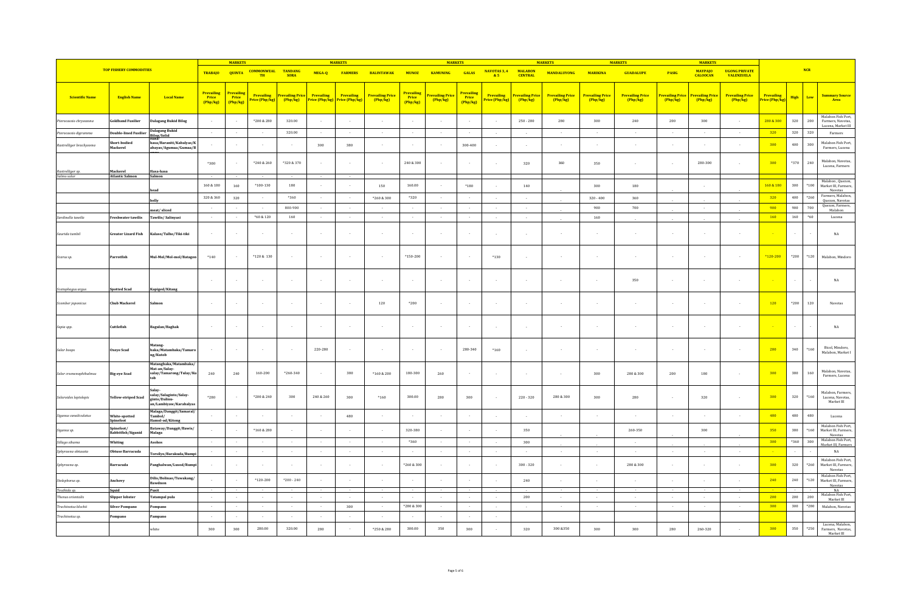| TOP FISHERY COMMODITIES | | | TRABAJO | QUINTA | COMMONWEALTH | TANDANG SORA | MEGA-Q | FARMERS | BALINTAWAK | MUNOZ | KAMUNING | GALAS | NAVOTAS 3, 4 & 5 | MALABON CENTRAL | MANDALUYONG | MARIKINA | GUADALUPE | PASIG | MAYPAJO CALOOCAN | UGONG PRIVATE VALENZUELA | NCR | | | |
|---|---|---|---|---|---|---|---|---|---|---|---|---|---|---|---|---|---|---|---|---|---|---|---|---|
| **Scientific Name** | **English Name** | **Local Name** | **Prevailing Price (Php/kg)** | **Prevailing Price (Php/kg)** | **Prevailing Price (Php/kg)** | **Prevailing Price (Php/kg)** | **Prevailing Price (Php/kg)** | **Prevailing Price (Php/kg)** | **Prevailing Price (Php/kg)** | **Prevailing Price (Php/kg)** | **Prevailing Price (Php/kg)** | **Prevailing Price (Php/kg)** | **Prevailing Price (Php/kg)** | **Prevailing Price (Php/kg)** | **Prevailing Price (Php/kg)** | **Prevailing Price (Php/kg)** | **Prevailing Price (Php/kg)** | **Prevailing Price (Php/kg)** | **Prevailing Price (Php/kg)** | **Prevailing Price (Php/kg)** | **Prevailing Price (Php/kg)** | **High** | **Low** | **Summary Source Area** |
| *Pterocaesio chrysozona* | **Goldband Fusilier** | **Dalagang Bukid Bilog** | - | - | *200 & 280 | 320.00 | - | - | - | - | - | - | - | 250 - 280 | 280 | 300 | 240 | 200 | 300 | - | 280 & 300 | 320 | 200 | Malabon Fish Port, Farmers, Navotas, Lucena, Market III |
| *Pterocaesio digramma* | **Double-lined Fusilier** | **Dalagang Bukid Bilog/Solid** | - | - | - | 320.00 | - | - | - | - | - | - | - | - | - | - | - | - | - | - | 320 | 320 | 320 | Farmers |
| *Rastrelliger brachysoma* | **Short-bodied Mackerel** | **Hasa-hasa/Baraniti/Kabalyas/Kabayas/Agumaa/Gumaa/B** | - | - | - | - | 300 | 380 | - | - | - | 300-400 | - | - | - | - | - | - | - | - | 300 | 400 | 300 | Malabon Fish Port, Farmers, Lucena |
| *Rastrelliger sp.* | **Mackerel** | **Hasa-hasa** | *300 | - | *240 & 260 | *320 & 370 | - | - | - | 240 & 300 | - | - | - | 320 | 360 | 350 | - | - | 280-300 | - | 300 | *370 | 240 | Malabon, Navotas, Lucena, Farmers |
| *Salmo salar* | **Atlantic Salmon** | **Salmon** | - | - | - | - | - | - | | | | | | | | | | | | | | | | |
| | | **head** | 160 & 180 | 160 | *100-130 | 180 | - | - | 150 | 160.00 | - | *180 | - | 140 | - | 300 | 180 | - | - | - | 160 & 180 | 300 | *100 | Malabon, Quezon, Market III, Farmers, Navotas |
| | | **belly** | 320 & 360 | 320 | - | *360 | - | - | *260 & 300 | *320 | - | - | - | - | - | 320 - 400 | 360 | - | - | - | 320 | 400 | *260 | Farmers, Malabon, Quezon, Navotas |
| | | **meat/ sliced** | - | - | - | 800-900 | - | - | - | - | - | - | - | - | - | 900 | 700 | - | - | - | 900 | 900 | 700 | Quezon, Farmers, Malabon |
| *Sardinella tawilis* | **Freshwater tawilis** | **Tawilis/ Salinyasi** | - | - | *60 & 120 | 160 | - | - | - | - | - | - | - | - | - | 160 | - | - | - | - | 160 | 160 | *60 | Lucena |
| *Saurida tumbil* | **Greater Lizard Fish** | **Kalaso/Talho/Tiki-tiki** | - | - | - | - | - | - | - | - | - | - | - | - | - | - | - | - | - | - | - | - | - | NA |
| *Scarus sp.* | **Parrotfish** | **Mul-Mol/Mol-mol/Batagon** | *140 | - | *120 & 130 | - | - | - | - | *150-200 | - | - | *130 | - | - | - | - | - | - | - | *120-200 | *200 | *120 | Malabon, Mindoro |
| *Scatophagus argus* | **Spotted Scad** | **Kapiged/Kitang** | - | - | - | - | - | - | - | - | - | - | - | - | - | - | 350 | - | - | - | - | - | - | NA |
| *Scomber japonicus* | **Chub Mackerel** | **Salmon** | - | - | - | - | - | - | 120 | *200 | - | - | - | - | - | - | - | - | - | - | 120 | *200 | 120 | Navotas |
| *Sepia spp.* | **Cuttlefish** | **Bagulan/Baghak** | - | - | - | - | - | - | - | - | - | - | - | - | - | - | - | - | - | - | - | - | - | NA |
| *Selar boops* | **Oxeye Scad** | **Matang-baka/Matambaka/Tamarong/Kutob** | - | - | - | - | 220-280 | - | - | - | - | 280-340 | *160 | - | - | - | - | - | - | - | 280 | 340 | *160 | Bicol, Mindoro, Malabon, Market I |
| *Selar crumenophthalmus* | **Big-eye Scad** | **Matangbaka/Matambaka/Mat-an/Salay-salay/Tamarong/Tulay/Kutob** | 240 | 240 | 160-200 | *260-340 | - | 380 | *160 & 200 | 180-300 | 260 | - | - | - | - | 300 | 280 & 300 | 200 | 180 | - | 300 | 380 | 160 | Malabon, Navotas, Farmers, Lucena |
| *Selaroides leptolepis* | **Yellow-striped Scad** | **Salay-salay/Salaginto/Salay-ginto/Dalinu-an/Lambiyaw/Karabalyas** | *280 | - | *200 & 240 | 300 | 240 & 260 | 300 | *160 | 300.00 | 280 | 300 | - | 220 - 320 | 280 & 300 | 300 | 280 | - | 320 | - | 300 | 320 | *160 | Malabon, Farmers, Lucena, Navotas, Market III |
| *Siganus canaliculatus* | **White-spotted Spinefoot** | **Malaga/Danggit/Samaral/Tambol/Hamol-ad/Kitong** | - | - | - | - | - | 480 | - | - | - | - | - | - | - | - | - | - | - | - | 480 | 480 | 480 | Lucena |
| *Siganus sp.* | **Spinefoot/Rabbitfish/Siganid** | **Bataway/Danggit/Bawis/Malaga** | - | - | *160 & 280 | - | - | - | - | 320-380 | - | - | - | 350 | - | - | 260-350 | - | 300 | - | 350 | 380 | *160 | Malabon Fish Port, Market III, Farmers, Navotas |
| *Sillago sihama* | **Whiting** | **Asohos** | - | - | - | - | - | - | - | *360 | - | - | - | 300 | - | - | - | - | - | - | 300 | *360 | 300 | Malabon Fish Port, Market III, Farmers |
| *Sphyraena obtusata* | **Obtuse Barracuda** | **Torsilyo/Barakuda/Rumpi** | - | - | - | - | - | - | - | - | - | - | - | - | - | - | - | - | - | - | - | - | - | NA |
| *Sphyraena sp.* | **Barracuda** | **Panghalwan/Lusod/Rumpi** | - | - | - | - | - | - | - | *260 & 300 | - | - | - | 300 - 320 | - | - | 280 & 300 | - | - | - | 300 | 320 | *260 | Malabon Fish Port, Market III, Farmers, Navotas |
| *Stolephorus sp.* | **Anchovy** | **Dilis/Bolinao/Tuwakang/Bawdnon** | - | - | *120-200 | *200 - 240 | - | - | - | - | - | - | - | 240 | - | - | - | - | - | - | 240 | 240 | *120 | Malabon Fish Port, Market III, Farmers, Navotas |
| *Teuthida sp.* | **Squid** | **Pusit** | - | - | - | - | - | - | - | - | - | - | - | - | - | - | - | - | - | - | - | - | - | NA |
| *Thenus orientalis* | **Slipper lobster** | **Tatampal pula** | - | - | - | - | - | - | - | - | - | - | - | 200 | - | - | - | - | - | - | 200 | 200 | 200 | Malabon Fish Port, Market III |
| *Trachinotus blochii* | **Silver Pompano** | **Pompano** | - | - | - | - | - | 300 | - | *280 & 300 | - | - | - | - | - | - | - | - | - | - | 300 | 300 | *280 | Malabon, Navotas |
| *Trachinotus sp.* | **Pompano** | **Pampano** | - | - | - | - | - | - | - | - | - | - | - | | | | | | | | | | | |
| | | white | 300 | 300 | 280.00 | 320.00 | 280 | - | *250 & 280 | 300.00 | 350 | 300 | - | 320 | 300 &350 | 300 | 300 | 280 | 260-320 | - | 300 | 350 | *250 | Lucena, Malabon, Farmers, Navotas, Market III |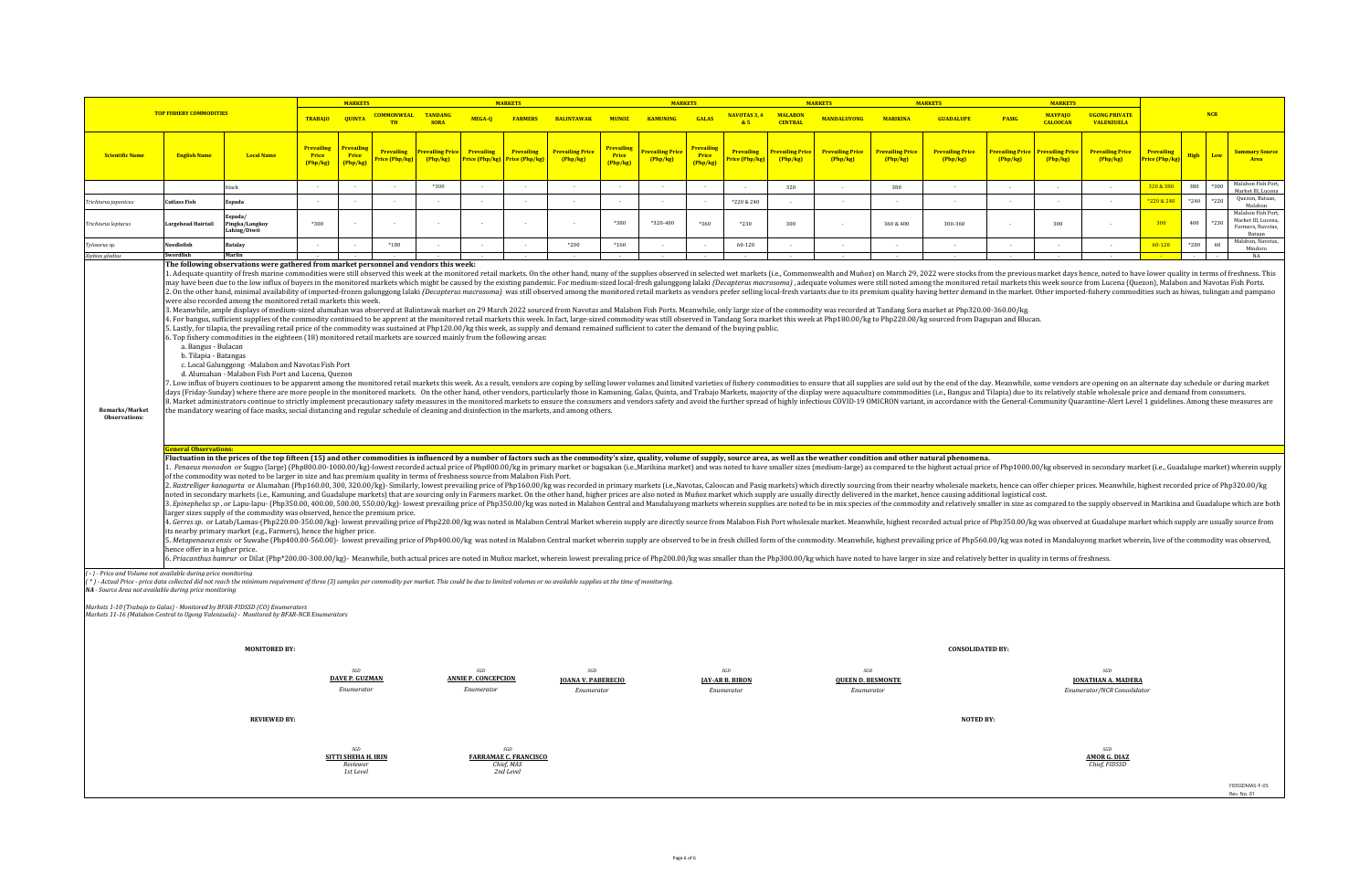| TOP FISHERY COMMODITIES | | | MARKETS | | | | | MARKETS | | | MARKETS | | | | MARKETS | | MARKETS | | MARKETS | | NCR | | | |
|---|---|---|---|---|---|---|---|---|---|---|---|---|---|---|---|---|---|---|---|---|---|---|---|---|
| | | | TRABAJO | QUINTA | COMMONWEALTH | TANDANG SORA | MEGA-Q | FARMERS | BALINTAWAK | MUNOZ | KAMUNING | GALAS | NAVOTAS 3, 4 & 5 | MALABON CENTRAL | MANDALUYONG | MARIKINA | GUADALUPE | PASIG | MAYPAJO CALOOCAN | UGONG PRIVATE VALENZUELA | | | | |
| Scientific Name | English Name | Local Name | Prevailing Price (Php/kg) | Prevailing Price (Php/kg) | Prevailing Price (Php/kg) | Prevailing Price (Php/kg) | Prevailing Price (Php/kg) | Prevailing Price (Php/kg) | Prevailing Price (Php/kg) | Prevailing Price (Php/kg) | Prevailing Price (Php/kg) | Prevailing Price (Php/kg) | Prevailing Price (Php/kg) | Prevailing Price (Php/kg) | Prevailing Price (Php/kg) | Prevailing Price (Php/kg) | Prevailing Price (Php/kg) | Prevailing Price (Php/kg) | Prevailing Price (Php/kg) | Prevailing Price (Php/kg) | Prevailing Price (Php/kg) | High | Low | Summary Source Area |
| | | black | - | - | - | *300 | - | - | - | - | - | - | - | 320 | - | 380 | - | - | - | - | 320 & 380 | 380 | *300 | Malabon Fish Port, Market III, Lucena |
| *Trichiurus japonicus* | Cutlass Fish | Espada | - | - | - | - | - | - | - | - | - | - | *220 & 240 | - | - | - | - | - | - | - | *220 & 240 | *240 | *220 | Quezon, Bataan, Malabon |
| *Trichiurus lepturus* | Largehead Hairtail | Espada/ Pingka/Langkoy Lahing/Diwit | *300 | - | - | - | - | - | - | *380 | *320-400 | *360 | *230 | 300 | - | 360 & 400 | 300-360 | - | 300 | - | 300 | 400 | *230 | Malabon Fish Port, Market III, Lucena, Farmers, Navotas, Bataan |
| *Tylosurus sp.* | Needlefish | Batalay | - | - | *180 | - | - | - | *200 | *160 | - | - | 60-120 | - | - | - | - | - | - | - | 60-120 | *200 | 60 | Malabon, Navotas, Mindoro |
| *Xiphias gladius* | Swordfish | Marlin | - | - | - | - | - | - | - | - | - | - | - | - | - | - | - | - | - | - | - | - | - | NA |

**Remarks/Market Observations:**

The following observations were gathered from market personnel and vendors this week:

1. Adequate quantity of fresh marine commodities were still observed this week at the monitored retail markets. On the other hand, many of the supplies observed in selected wet markets (i.e., Commonwealth and Muñoz) on March 29, 2022 were stocks from the previous market days hence, noted to have lower quality in terms of freshness. This may have been due to the low influx of buyers in the monitored markets which might be caused by the existing pandemic. For medium-sized local-fresh galunggong lalaki *(Decapterus macrosoma)* , adequate volumes were still noted among the monitored retail markets this week which source from Lucena (Quezon), Malabon and Navotas Fish Ports.
2. On the other hand, minimal availability of imported-frozen galunggong lalaki *(Decapterus macrosoma)* was still observed among the monitored retail markets as vendors prefer selling local-fresh variants due to its premium quality having better demand in the market. Other imported-fishery commodities such as hiwas, tulingan and pampano were also recorded among the monitored retail markets this week.
3. Meanwhile, ample displays of medium-sized alumahan was observed at Balintawak market on 29 March 2022 sourced from Navotas and Malabon Fish Ports. Meanwhile, only large size of the commodity was recorded at Tandang Sora market at Php320.00-360.00/kg.
4. For bangus, sufficient supplies of the commodity continued to be apparent at the monitored retail markets this week. In fact, large-sized commodity was still observed in Tandang Sora market this week at Php180.00/kg to Php220.00/kg sourced from Dagupan and Blucan.
5. Lastly, for tilapia, the prevailing retail price of the commodity was sustained at Php120.00/kg this week, as supply and demand remained sufficient to cater the demand of the buying public.
6. Top fishery commodities in the eighteen (18) monitored retail markets are sourced mainly from the following areas:
   a. Bangus - Bulacan
   b. Tilapia - Batangas
   c. Local Galunggong -Malabon and Navotas Fish Port
   d. Alumahan - Malabon Fish Port and Lucena, Quezon
7. Low influx of buyers continues to be apparent among the monitored retail markets this week. As a result, vendors are coping by selling lower volumes and limited varieties of fishery commodities to ensure that all supplies are sold out by the end of the day. Meanwhile, some vendors are opening on an alternate day schedule or during market days (Friday-Sunday) where there are more people in the monitored markets. On the other hand, other vendors, particularly those in Kamuning, Galas, Quinta, and Trabajo Markets, majority of the display were aquaculture commmodities (i.e., Bangus and Tilapia) due to its relatively stable wholesale price and demand from consumers.
8. Market administrators continue to strictly implement precautionary safety measures in the monitored markets to ensure the consumers and vendors safety and avoid the further spread of highly infectious COVID-19 OMICRON variant, in accordance with the General-Community Quarantine-Alert Level 1 guidelines. Among these measures are the mandatory wearing of face masks, social distancing and regular schedule of cleaning and disinfection in the markets, and among others.

**General Observations:**

**Fluctuation in the prices of the top fifteen (15) and other commodities is influenced by a number of factors such as the commodity's size, quality, volume of supply, source area, as well as the weather condition and other natural phenomena.**

1. *Penaeus monodon* or Sugpo (large) (Php800.00-1000.00/kg)-lowest recorded actual price of Php800.00/kg in primary market or bagsakan (i.e.,Marikina market) and was noted to have smaller sizes (medium-large) as compared to the highest actual price of Php1000.00/kg observed in secondary market (i.e., Guadalupe market) wherein supply of the commodity was noted to be larger in size and has premium quality in terms of freshness source from Malabon Fish Port.
2. *Rastrelliger kanagurta* or Alumahan (Php160.00, 300, 320.00/kg)- Similarly, lowest prevailing price of Php160.00/kg was recorded in primary markets (i.e.,Navotas, Caloocan and Pasig markets) which directly sourcing from their nearby wholesale markets, hence can offer chieper prices. Meanwhile, highest recorded price of Php320.00/kg noted in secondary markets (i.e., Kamuning, and Guadalupe markets) that are sourcing only in Farmers market. On the other hand, higher prices are also noted in Muñoz market which supply are usually directly delivered in the market, hence causing additional logistical cost.
3. *Epinephelus sp* . or Lapu-lapu- (Php350.00, 400.00, 500.00, 550.00/kg)- lowest prevailing price of Php350.00/kg was noted in Malabon Central and Mandaluyong markets wherein supplies are noted to be in mix species of the commodity and relatively smaller in size as compared to the supply observed in Marikina and Guadalupe which are both larger sizes supply of the commodity was observed, hence the premium price.
4. *Gerres sp.* or Latab/Lamas-(Php220.00-350.00/kg)- lowest prevailing price of Php220.00/kg was noted in Malabon Central Market wherein supply are directly source from Malabon Fish Port wholesale market. Meanwhile, highest recorded actual price of Php350.00/kg was observed at Guadalupe market which supply are usually source from its nearby primary market (e.g., Farmers), hence the higher price.
5. *Metapenaeus ensis* or Suwahe (Php400.00-560.00)- lowest prevailing price of Php400.00/kg was noted in Malabon Central market wherein supply are observed to be in fresh chilled form of the commodity. Meanwhile, highest prevailing price of Php560.00/kg was noted in Mandaluyong market wherein, live of the commodity was observed, hence offer in a higher price.
6. *Priacanthus hamrur* or Dilat (Php*200.00-300.00/kg)- Meanwhile, both actual prices are noted in Muñoz market, wherein lowest prevailing price of Php200.00/kg was smaller than the Php300.00/kg which have noted to have larger in size and relatively better in quality in terms of freshness.

*( - ) - Price and Volume not available during price monitoring*
*( * ) - Actual Price - price data collected did not reach the minimum requirement of three (3) samples per commodity per market. This could be due to limited volumes or no available supplies at the time of monitoring.*
*NA - Source Area not available during price monitoring*

*Markets 1-10 (Trabajo to Galas) - Monitored by BFAR-FIDSSD (CO) Enumerators*
*Markets 11-16 (Malabon Central to Ugong Valenzuela) - Monitored by BFAR-NCR Enumerators*

**MONITORED BY:**

SGD **DAVE P. GUZMAN** *Enumerator*

SGD **ANNIE P. CONCEPCION** *Enumerator*

SGD **JOANA V. PABERECIO** *Enumerator*

SGD **JAY-AR B. BIRON** *Enumerator*

SGD **QUEEN D. BESMONTE** *Enumerator*

**CONSOLIDATED BY:**

SGD **JONATHAN A. MADERA** *Enumerator/NCR Consolidator*

**REVIEWED BY:**

SGD **SITTI SHEHA H. IRIN** *Reviewer* *1st Level*

SGD **FARRAMAE C. FRANCISCO** *Chief, MAS* *2nd Level*

**NOTED BY:**

SGD **AMOR G. DIAZ** *Chief, FIDSSD*

FIDSSDMAS-F-05
Rev. No. 01